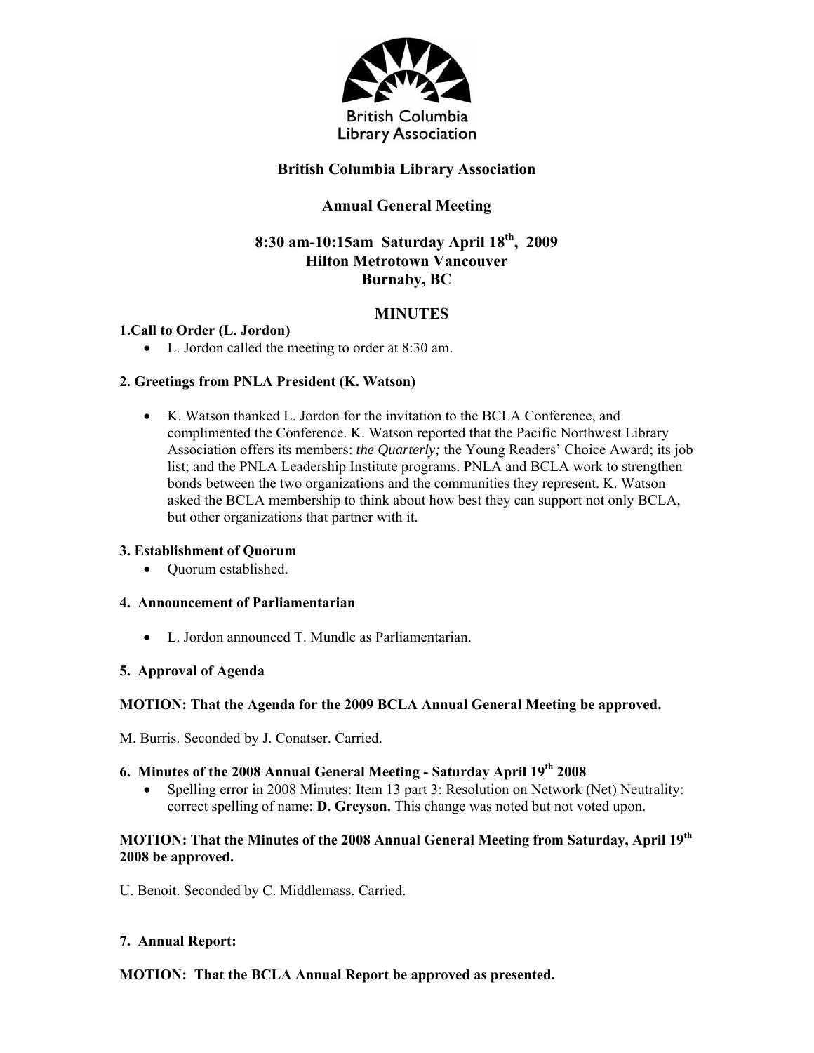# British Columbia Library Association

## Annual General Meeting

## 8:30 am-10:15am Saturday April 18th, 2009
## Hilton Metrotown Vancouver
## Burnaby, BC

## MINUTES

**1.Call to Order (L. Jordon)**

- L. Jordon called the meeting to order at 8:30 am.

**2. Greetings from PNLA President (K. Watson)**

- K. Watson thanked L. Jordon for the invitation to the BCLA Conference, and complimented the Conference. K. Watson reported that the Pacific Northwest Library Association offers its members: *the Quarterly;* the Young Readers' Choice Award; its job list; and the PNLA Leadership Institute programs. PNLA and BCLA work to strengthen bonds between the two organizations and the communities they represent. K. Watson asked the BCLA membership to think about how best they can support not only BCLA, but other organizations that partner with it.

**3. Establishment of Quorum**

- Quorum established.

**4. Announcement of Parliamentarian**

- L. Jordon announced T. Mundle as Parliamentarian.

**5. Approval of Agenda**

**MOTION: That the Agenda for the 2009 BCLA Annual General Meeting be approved.**

M. Burris. Seconded by J. Conatser. Carried.

**6. Minutes of the 2008 Annual General Meeting - Saturday April 19th 2008**

- Spelling error in 2008 Minutes: Item 13 part 3: Resolution on Network (Net) Neutrality: correct spelling of name: **D. Greyson.** This change was noted but not voted upon.

**MOTION: That the Minutes of the 2008 Annual General Meeting from Saturday, April 19th 2008 be approved.**

U. Benoit. Seconded by C. Middlemass. Carried.

**7. Annual Report:**

**MOTION: That the BCLA Annual Report be approved as presented.**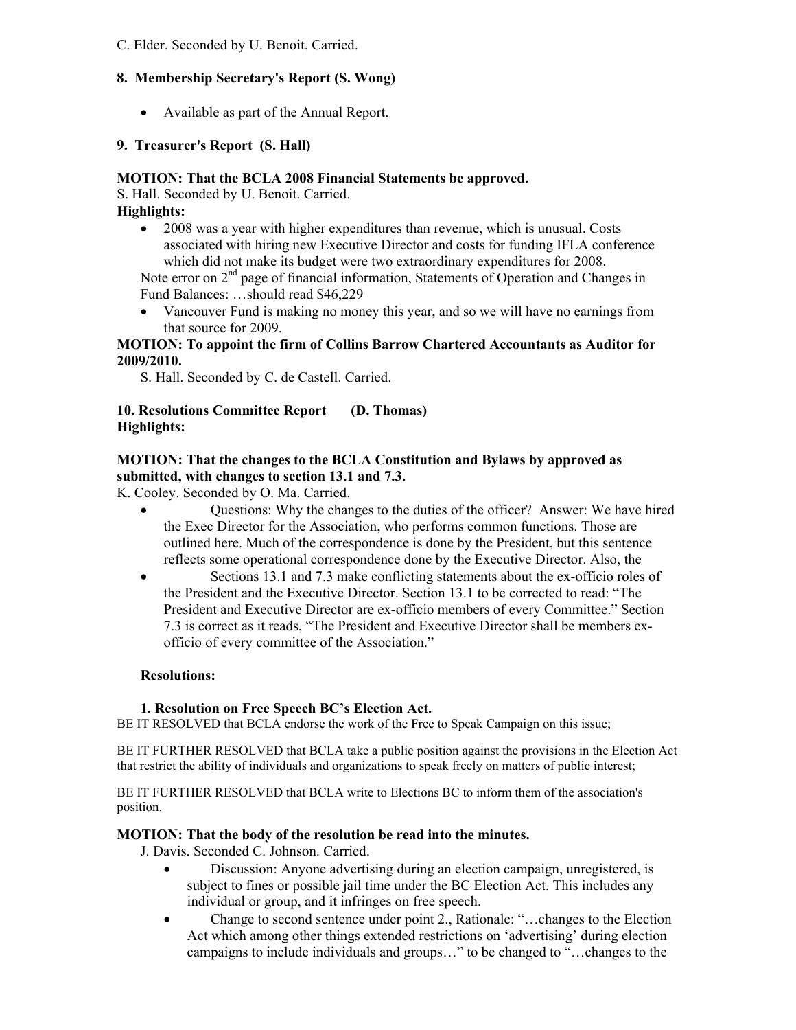C. Elder. Seconded by U. Benoit. Carried.

**8. Membership Secretary's Report (S. Wong)**

- Available as part of the Annual Report.

**9. Treasurer's Report (S. Hall)**

**MOTION: That the BCLA 2008 Financial Statements be approved.**
S. Hall. Seconded by U. Benoit. Carried.
**Highlights:**

- 2008 was a year with higher expenditures than revenue, which is unusual. Costs associated with hiring new Executive Director and costs for funding IFLA conference which did not make its budget were two extraordinary expenditures for 2008.

Note error on 2nd page of financial information, Statements of Operation and Changes in Fund Balances: …should read $46,229

- Vancouver Fund is making no money this year, and so we will have no earnings from that source for 2009.

**MOTION: To appoint the firm of Collins Barrow Chartered Accountants as Auditor for 2009/2010.**
S. Hall. Seconded by C. de Castell. Carried.

**10. Resolutions Committee Report (D. Thomas)**
**Highlights:**

**MOTION: That the changes to the BCLA Constitution and Bylaws by approved as submitted, with changes to section 13.1 and 7.3.**
K. Cooley. Seconded by O. Ma. Carried.

- Questions: Why the changes to the duties of the officer? Answer: We have hired the Exec Director for the Association, who performs common functions. Those are outlined here. Much of the correspondence is done by the President, but this sentence reflects some operational correspondence done by the Executive Director. Also, the
- Sections 13.1 and 7.3 make conflicting statements about the ex-officio roles of the President and the Executive Director. Section 13.1 to be corrected to read: "The President and Executive Director are ex-officio members of every Committee." Section 7.3 is correct as it reads, "The President and Executive Director shall be members ex-officio of every committee of the Association."

**Resolutions:**

**1. Resolution on Free Speech BC's Election Act.**
BE IT RESOLVED that BCLA endorse the work of the Free to Speak Campaign on this issue;

BE IT FURTHER RESOLVED that BCLA take a public position against the provisions in the Election Act that restrict the ability of individuals and organizations to speak freely on matters of public interest;

BE IT FURTHER RESOLVED that BCLA write to Elections BC to inform them of the association's position.

**MOTION: That the body of the resolution be read into the minutes.**
J. Davis. Seconded C. Johnson. Carried.

- Discussion: Anyone advertising during an election campaign, unregistered, is subject to fines or possible jail time under the BC Election Act. This includes any individual or group, and it infringes on free speech.
- Change to second sentence under point 2., Rationale: "…changes to the Election Act which among other things extended restrictions on 'advertising' during election campaigns to include individuals and groups…" to be changed to "…changes to the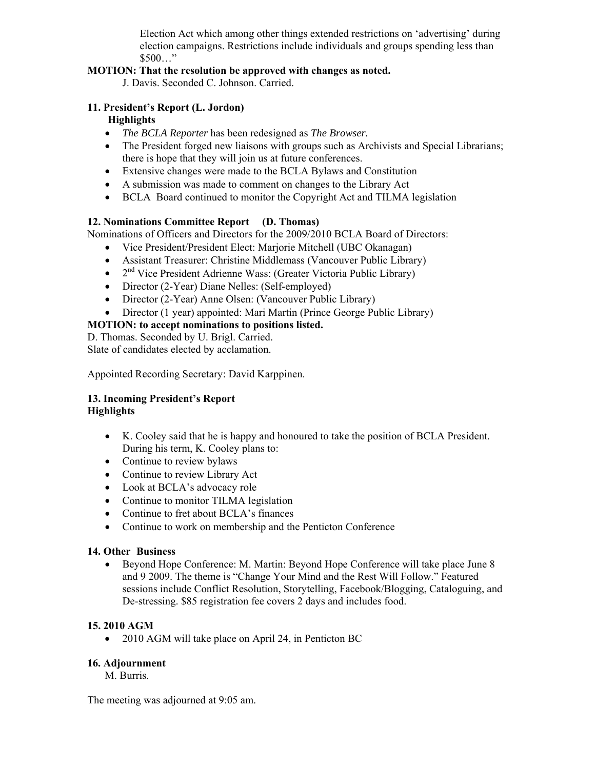Election Act which among other things extended restrictions on 'advertising' during election campaigns. Restrictions include individuals and groups spending less than $500…"

**MOTION: That the resolution be approved with changes as noted.**
J. Davis. Seconded C. Johnson. Carried.

**11. President's Report (L. Jordon)**
**Highlights**

- *The BCLA Reporter* has been redesigned as *The Browser*.
- The President forged new liaisons with groups such as Archivists and Special Librarians; there is hope that they will join us at future conferences.
- Extensive changes were made to the BCLA Bylaws and Constitution
- A submission was made to comment on changes to the Library Act
- BCLA Board continued to monitor the Copyright Act and TILMA legislation

**12. Nominations Committee Report (D. Thomas)**
Nominations of Officers and Directors for the 2009/2010 BCLA Board of Directors:

- Vice President/President Elect: Marjorie Mitchell (UBC Okanagan)
- Assistant Treasurer: Christine Middlemass (Vancouver Public Library)
- 2nd Vice President Adrienne Wass: (Greater Victoria Public Library)
- Director (2-Year) Diane Nelles: (Self-employed)
- Director (2-Year) Anne Olsen: (Vancouver Public Library)
- Director (1 year) appointed: Mari Martin (Prince George Public Library)

**MOTION: to accept nominations to positions listed.**
D. Thomas. Seconded by U. Brigl. Carried.
Slate of candidates elected by acclamation.

Appointed Recording Secretary: David Karppinen.

**13. Incoming President's Report**
**Highlights**

- K. Cooley said that he is happy and honoured to take the position of BCLA President. During his term, K. Cooley plans to:
- Continue to review bylaws
- Continue to review Library Act
- Look at BCLA's advocacy role
- Continue to monitor TILMA legislation
- Continue to fret about BCLA's finances
- Continue to work on membership and the Penticton Conference

**14. Other Business**

- Beyond Hope Conference: M. Martin: Beyond Hope Conference will take place June 8 and 9 2009. The theme is "Change Your Mind and the Rest Will Follow." Featured sessions include Conflict Resolution, Storytelling, Facebook/Blogging, Cataloguing, and De-stressing. $85 registration fee covers 2 days and includes food.

**15. 2010 AGM**

- 2010 AGM will take place on April 24, in Penticton BC

**16. Adjournment**
M. Burris.

The meeting was adjourned at 9:05 am.